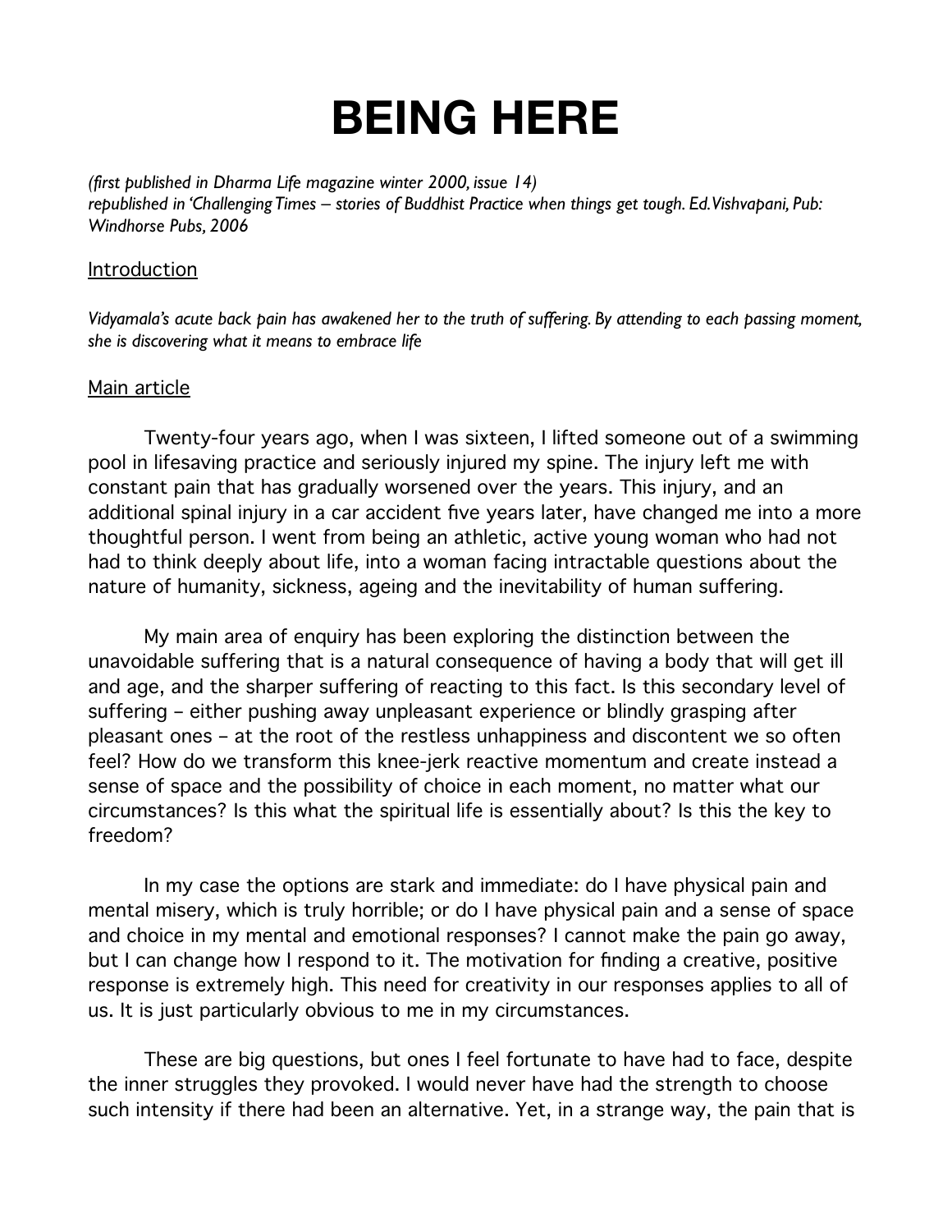# BEING HERE

*(first published in Dharma Life magazine winter 2000, issue 14)*
*republished in 'Challenging Times – stories of Buddhist Practice when things get tough. Ed. Vishvapani, Pub: Windhorse Pubs, 2006*

## Introduction

*Vidyamala's acute back pain has awakened her to the truth of suffering. By attending to each passing moment, she is discovering what it means to embrace life*

## Main article

Twenty-four years ago, when I was sixteen, I lifted someone out of a swimming pool in lifesaving practice and seriously injured my spine. The injury left me with constant pain that has gradually worsened over the years. This injury, and an additional spinal injury in a car accident five years later, have changed me into a more thoughtful person. I went from being an athletic, active young woman who had not had to think deeply about life, into a woman facing intractable questions about the nature of humanity, sickness, ageing and the inevitability of human suffering.

My main area of enquiry has been exploring the distinction between the unavoidable suffering that is a natural consequence of having a body that will get ill and age, and the sharper suffering of reacting to this fact. Is this secondary level of suffering – either pushing away unpleasant experience or blindly grasping after pleasant ones – at the root of the restless unhappiness and discontent we so often feel? How do we transform this knee-jerk reactive momentum and create instead a sense of space and the possibility of choice in each moment, no matter what our circumstances? Is this what the spiritual life is essentially about? Is this the key to freedom?

In my case the options are stark and immediate: do I have physical pain and mental misery, which is truly horrible; or do I have physical pain and a sense of space and choice in my mental and emotional responses? I cannot make the pain go away, but I can change how I respond to it. The motivation for finding a creative, positive response is extremely high. This need for creativity in our responses applies to all of us. It is just particularly obvious to me in my circumstances.

These are big questions, but ones I feel fortunate to have had to face, despite the inner struggles they provoked. I would never have had the strength to choose such intensity if there had been an alternative. Yet, in a strange way, the pain that is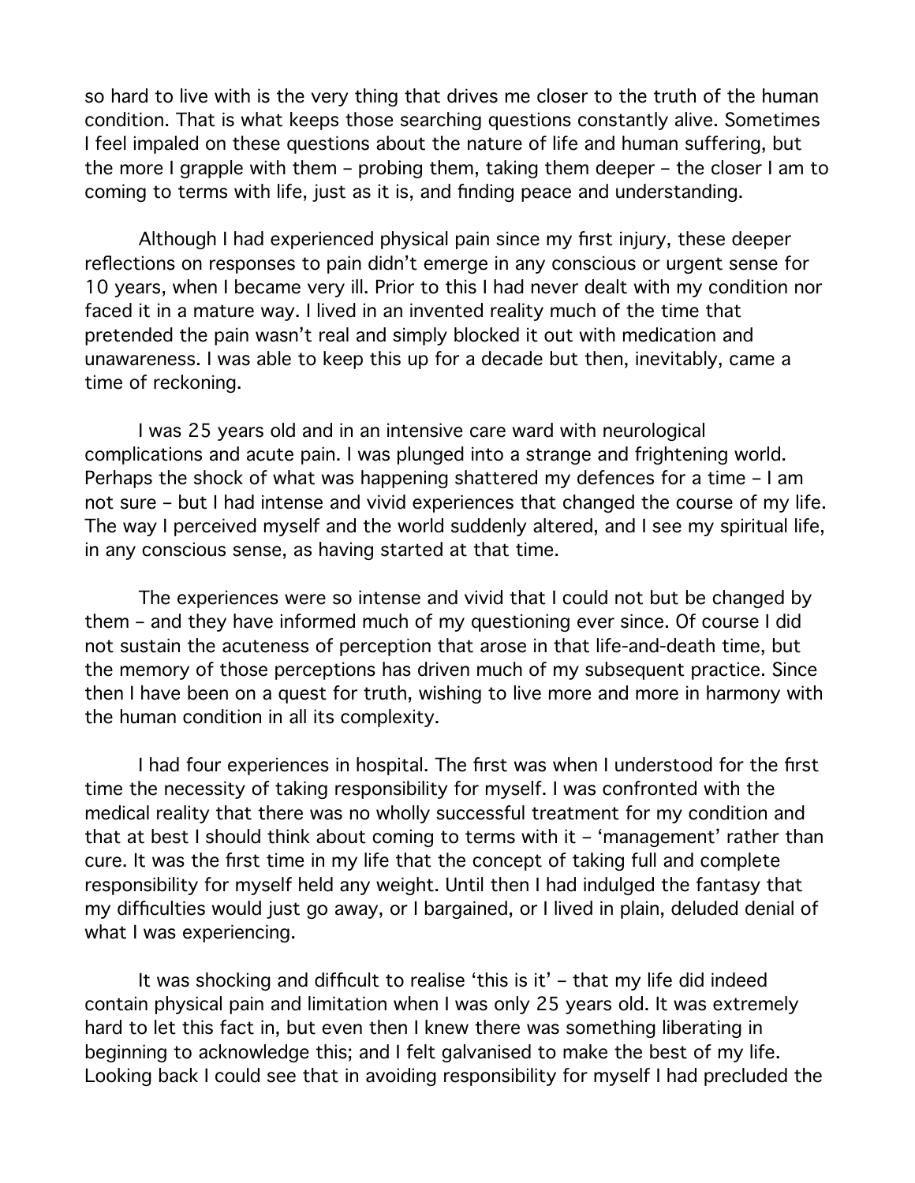so hard to live with is the very thing that drives me closer to the truth of the human condition. That is what keeps those searching questions constantly alive. Sometimes I feel impaled on these questions about the nature of life and human suffering, but the more I grapple with them – probing them, taking them deeper – the closer I am to coming to terms with life, just as it is, and finding peace and understanding.

Although I had experienced physical pain since my first injury, these deeper reflections on responses to pain didn't emerge in any conscious or urgent sense for 10 years, when I became very ill. Prior to this I had never dealt with my condition nor faced it in a mature way. I lived in an invented reality much of the time that pretended the pain wasn't real and simply blocked it out with medication and unawareness. I was able to keep this up for a decade but then, inevitably, came a time of reckoning.

I was 25 years old and in an intensive care ward with neurological complications and acute pain. I was plunged into a strange and frightening world. Perhaps the shock of what was happening shattered my defences for a time – I am not sure – but I had intense and vivid experiences that changed the course of my life. The way I perceived myself and the world suddenly altered, and I see my spiritual life, in any conscious sense, as having started at that time.

The experiences were so intense and vivid that I could not but be changed by them – and they have informed much of my questioning ever since. Of course I did not sustain the acuteness of perception that arose in that life-and-death time, but the memory of those perceptions has driven much of my subsequent practice. Since then I have been on a quest for truth, wishing to live more and more in harmony with the human condition in all its complexity.

I had four experiences in hospital. The first was when I understood for the first time the necessity of taking responsibility for myself. I was confronted with the medical reality that there was no wholly successful treatment for my condition and that at best I should think about coming to terms with it – 'management' rather than cure. It was the first time in my life that the concept of taking full and complete responsibility for myself held any weight. Until then I had indulged the fantasy that my difficulties would just go away, or I bargained, or I lived in plain, deluded denial of what I was experiencing.

It was shocking and difficult to realise 'this is it' – that my life did indeed contain physical pain and limitation when I was only 25 years old. It was extremely hard to let this fact in, but even then I knew there was something liberating in beginning to acknowledge this; and I felt galvanised to make the best of my life. Looking back I could see that in avoiding responsibility for myself I had precluded the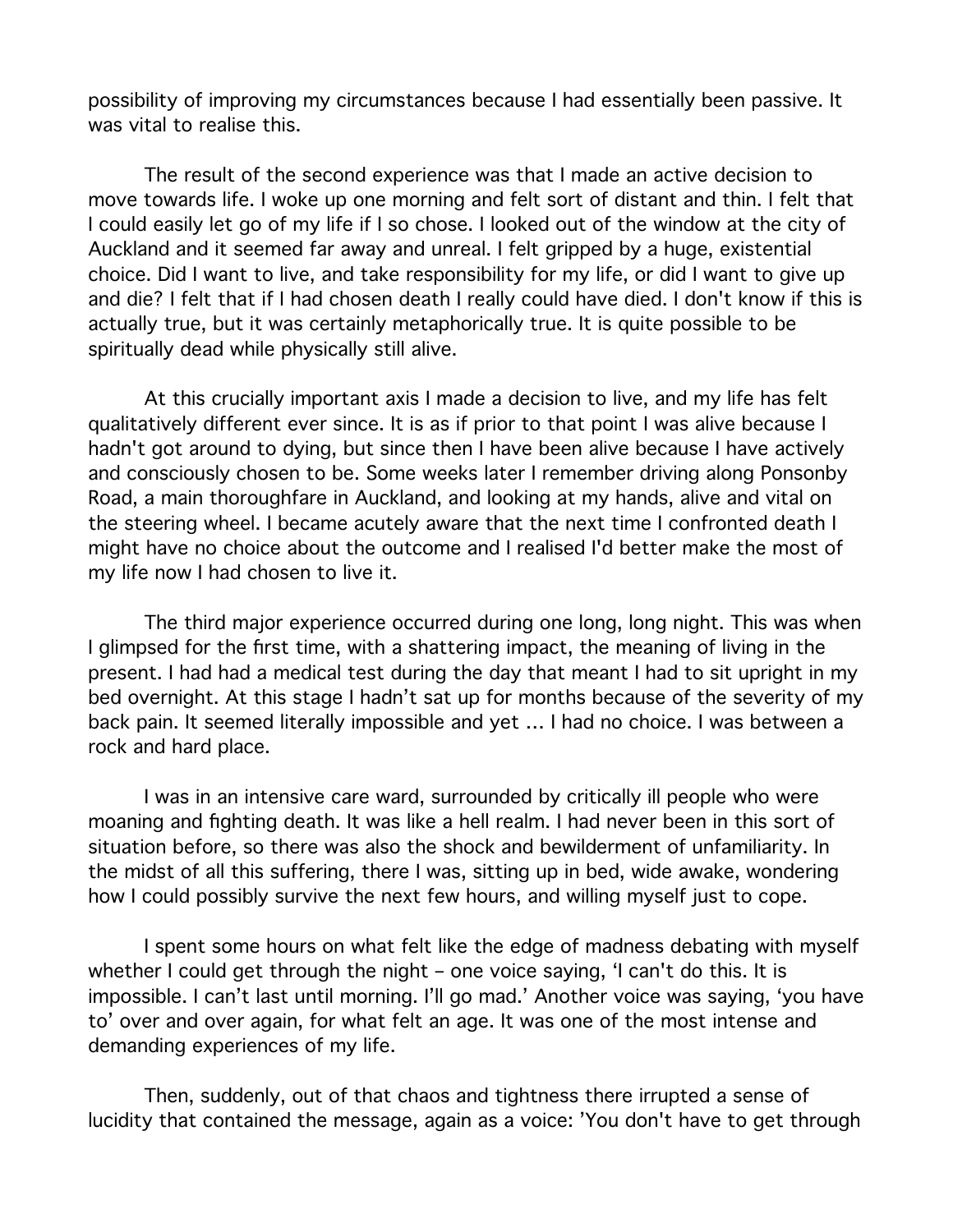possibility of improving my circumstances because I had essentially been passive. It was vital to realise this.

The result of the second experience was that I made an active decision to move towards life. I woke up one morning and felt sort of distant and thin. I felt that I could easily let go of my life if I so chose. I looked out of the window at the city of Auckland and it seemed far away and unreal. I felt gripped by a huge, existential choice. Did I want to live, and take responsibility for my life, or did I want to give up and die? I felt that if I had chosen death I really could have died. I don't know if this is actually true, but it was certainly metaphorically true. It is quite possible to be spiritually dead while physically still alive.

At this crucially important axis I made a decision to live, and my life has felt qualitatively different ever since. It is as if prior to that point I was alive because I hadn't got around to dying, but since then I have been alive because I have actively and consciously chosen to be. Some weeks later I remember driving along Ponsonby Road, a main thoroughfare in Auckland, and looking at my hands, alive and vital on the steering wheel. I became acutely aware that the next time I confronted death I might have no choice about the outcome and I realised I'd better make the most of my life now I had chosen to live it.

The third major experience occurred during one long, long night. This was when I glimpsed for the first time, with a shattering impact, the meaning of living in the present. I had had a medical test during the day that meant I had to sit upright in my bed overnight. At this stage I hadn't sat up for months because of the severity of my back pain. It seemed literally impossible and yet ... I had no choice. I was between a rock and hard place.

I was in an intensive care ward, surrounded by critically ill people who were moaning and fighting death. It was like a hell realm. I had never been in this sort of situation before, so there was also the shock and bewilderment of unfamiliarity. In the midst of all this suffering, there I was, sitting up in bed, wide awake, wondering how I could possibly survive the next few hours, and willing myself just to cope.

I spent some hours on what felt like the edge of madness debating with myself whether I could get through the night – one voice saying, 'I can't do this. It is impossible. I can't last until morning. I'll go mad.' Another voice was saying, 'you have to' over and over again, for what felt an age. It was one of the most intense and demanding experiences of my life.

Then, suddenly, out of that chaos and tightness there irrupted a sense of lucidity that contained the message, again as a voice: 'You don't have to get through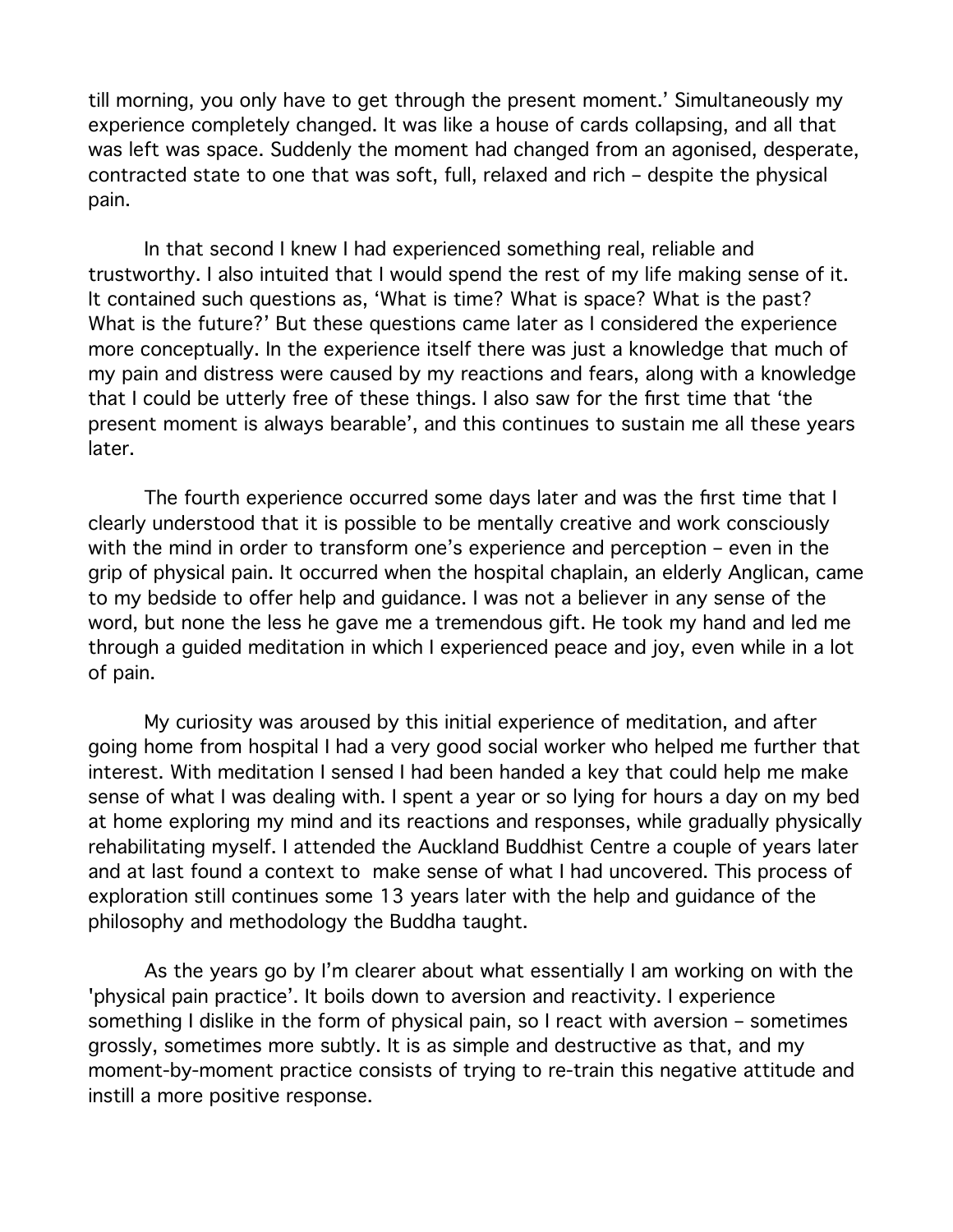till morning, you only have to get through the present moment.' Simultaneously my experience completely changed. It was like a house of cards collapsing, and all that was left was space. Suddenly the moment had changed from an agonised, desperate, contracted state to one that was soft, full, relaxed and rich – despite the physical pain.

In that second I knew I had experienced something real, reliable and trustworthy. I also intuited that I would spend the rest of my life making sense of it. It contained such questions as, 'What is time? What is space? What is the past? What is the future?' But these questions came later as I considered the experience more conceptually. In the experience itself there was just a knowledge that much of my pain and distress were caused by my reactions and fears, along with a knowledge that I could be utterly free of these things. I also saw for the first time that 'the present moment is always bearable', and this continues to sustain me all these years later.

The fourth experience occurred some days later and was the first time that I clearly understood that it is possible to be mentally creative and work consciously with the mind in order to transform one's experience and perception – even in the grip of physical pain. It occurred when the hospital chaplain, an elderly Anglican, came to my bedside to offer help and guidance. I was not a believer in any sense of the word, but none the less he gave me a tremendous gift. He took my hand and led me through a guided meditation in which I experienced peace and joy, even while in a lot of pain.

My curiosity was aroused by this initial experience of meditation, and after going home from hospital I had a very good social worker who helped me further that interest. With meditation I sensed I had been handed a key that could help me make sense of what I was dealing with. I spent a year or so lying for hours a day on my bed at home exploring my mind and its reactions and responses, while gradually physically rehabilitating myself. I attended the Auckland Buddhist Centre a couple of years later and at last found a context to make sense of what I had uncovered. This process of exploration still continues some 13 years later with the help and guidance of the philosophy and methodology the Buddha taught.

As the years go by I'm clearer about what essentially I am working on with the 'physical pain practice'. It boils down to aversion and reactivity. I experience something I dislike in the form of physical pain, so I react with aversion – sometimes grossly, sometimes more subtly. It is as simple and destructive as that, and my moment-by-moment practice consists of trying to re-train this negative attitude and instill a more positive response.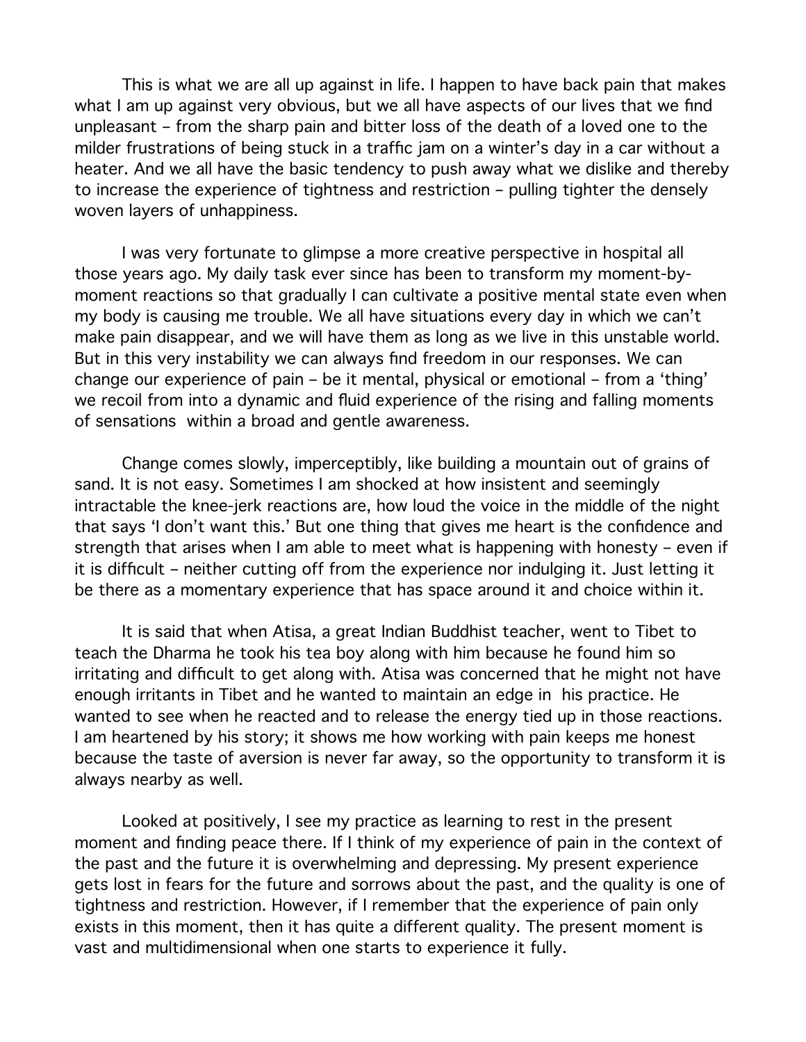This is what we are all up against in life. I happen to have back pain that makes what I am up against very obvious, but we all have aspects of our lives that we find unpleasant – from the sharp pain and bitter loss of the death of a loved one to the milder frustrations of being stuck in a traffic jam on a winter's day in a car without a heater. And we all have the basic tendency to push away what we dislike and thereby to increase the experience of tightness and restriction – pulling tighter the densely woven layers of unhappiness.

I was very fortunate to glimpse a more creative perspective in hospital all those years ago. My daily task ever since has been to transform my moment-by-moment reactions so that gradually I can cultivate a positive mental state even when my body is causing me trouble. We all have situations every day in which we can't make pain disappear, and we will have them as long as we live in this unstable world. But in this very instability we can always find freedom in our responses. We can change our experience of pain – be it mental, physical or emotional – from a 'thing' we recoil from into a dynamic and fluid experience of the rising and falling moments of sensations within a broad and gentle awareness.

Change comes slowly, imperceptibly, like building a mountain out of grains of sand. It is not easy. Sometimes I am shocked at how insistent and seemingly intractable the knee-jerk reactions are, how loud the voice in the middle of the night that says 'I don't want this.' But one thing that gives me heart is the confidence and strength that arises when I am able to meet what is happening with honesty – even if it is difficult – neither cutting off from the experience nor indulging it. Just letting it be there as a momentary experience that has space around it and choice within it.

It is said that when Atisa, a great Indian Buddhist teacher, went to Tibet to teach the Dharma he took his tea boy along with him because he found him so irritating and difficult to get along with. Atisa was concerned that he might not have enough irritants in Tibet and he wanted to maintain an edge in his practice. He wanted to see when he reacted and to release the energy tied up in those reactions. I am heartened by his story; it shows me how working with pain keeps me honest because the taste of aversion is never far away, so the opportunity to transform it is always nearby as well.

Looked at positively, I see my practice as learning to rest in the present moment and finding peace there. If I think of my experience of pain in the context of the past and the future it is overwhelming and depressing. My present experience gets lost in fears for the future and sorrows about the past, and the quality is one of tightness and restriction. However, if I remember that the experience of pain only exists in this moment, then it has quite a different quality. The present moment is vast and multidimensional when one starts to experience it fully.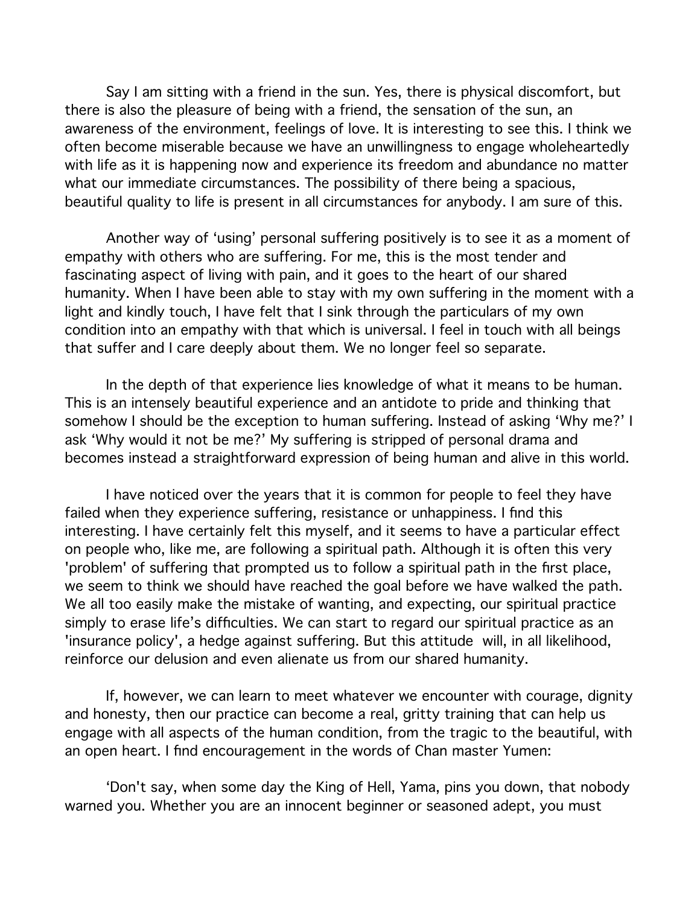Say I am sitting with a friend in the sun. Yes, there is physical discomfort, but there is also the pleasure of being with a friend, the sensation of the sun, an awareness of the environment, feelings of love. It is interesting to see this. I think we often become miserable because we have an unwillingness to engage wholeheartedly with life as it is happening now and experience its freedom and abundance no matter what our immediate circumstances. The possibility of there being a spacious, beautiful quality to life is present in all circumstances for anybody. I am sure of this.

Another way of 'using' personal suffering positively is to see it as a moment of empathy with others who are suffering. For me, this is the most tender and fascinating aspect of living with pain, and it goes to the heart of our shared humanity. When I have been able to stay with my own suffering in the moment with a light and kindly touch, I have felt that I sink through the particulars of my own condition into an empathy with that which is universal. I feel in touch with all beings that suffer and I care deeply about them. We no longer feel so separate.

In the depth of that experience lies knowledge of what it means to be human. This is an intensely beautiful experience and an antidote to pride and thinking that somehow I should be the exception to human suffering. Instead of asking 'Why me?' I ask 'Why would it not be me?' My suffering is stripped of personal drama and becomes instead a straightforward expression of being human and alive in this world.

I have noticed over the years that it is common for people to feel they have failed when they experience suffering, resistance or unhappiness. I find this interesting. I have certainly felt this myself, and it seems to have a particular effect on people who, like me, are following a spiritual path. Although it is often this very 'problem' of suffering that prompted us to follow a spiritual path in the first place, we seem to think we should have reached the goal before we have walked the path. We all too easily make the mistake of wanting, and expecting, our spiritual practice simply to erase life's difficulties. We can start to regard our spiritual practice as an 'insurance policy', a hedge against suffering. But this attitude will, in all likelihood, reinforce our delusion and even alienate us from our shared humanity.

If, however, we can learn to meet whatever we encounter with courage, dignity and honesty, then our practice can become a real, gritty training that can help us engage with all aspects of the human condition, from the tragic to the beautiful, with an open heart. I find encouragement in the words of Chan master Yumen:

'Don't say, when some day the King of Hell, Yama, pins you down, that nobody warned you. Whether you are an innocent beginner or seasoned adept, you must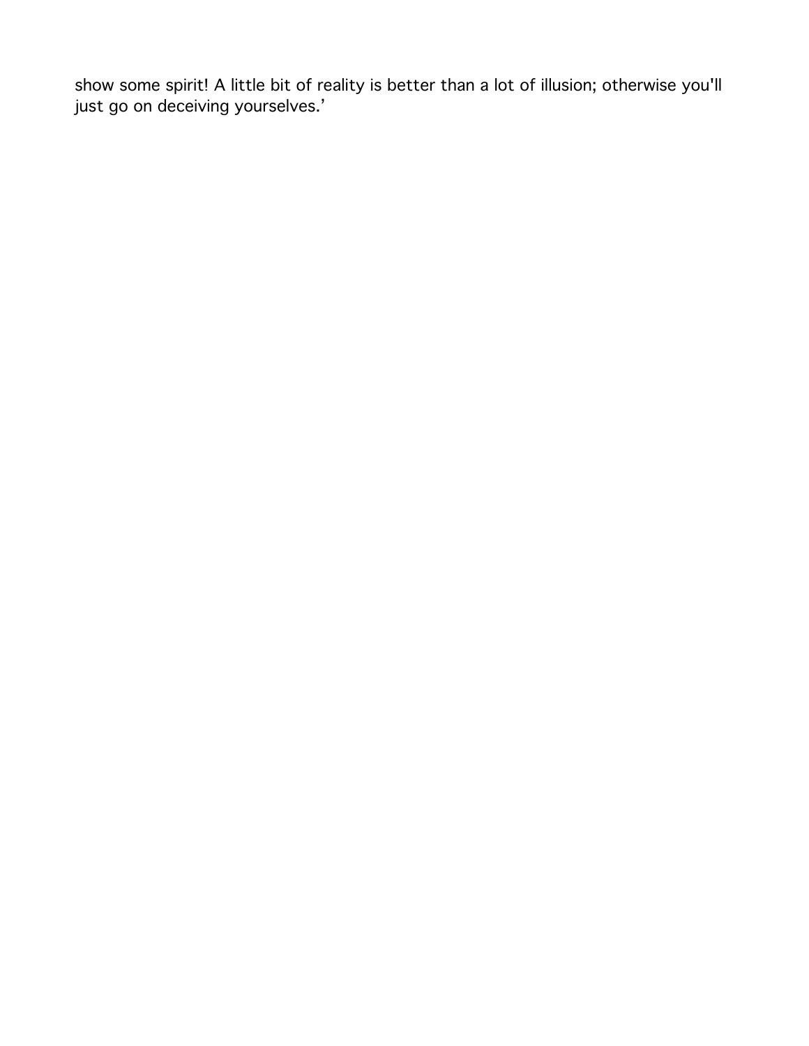show some spirit! A little bit of reality is better than a lot of illusion; otherwise you'll just go on deceiving yourselves.'